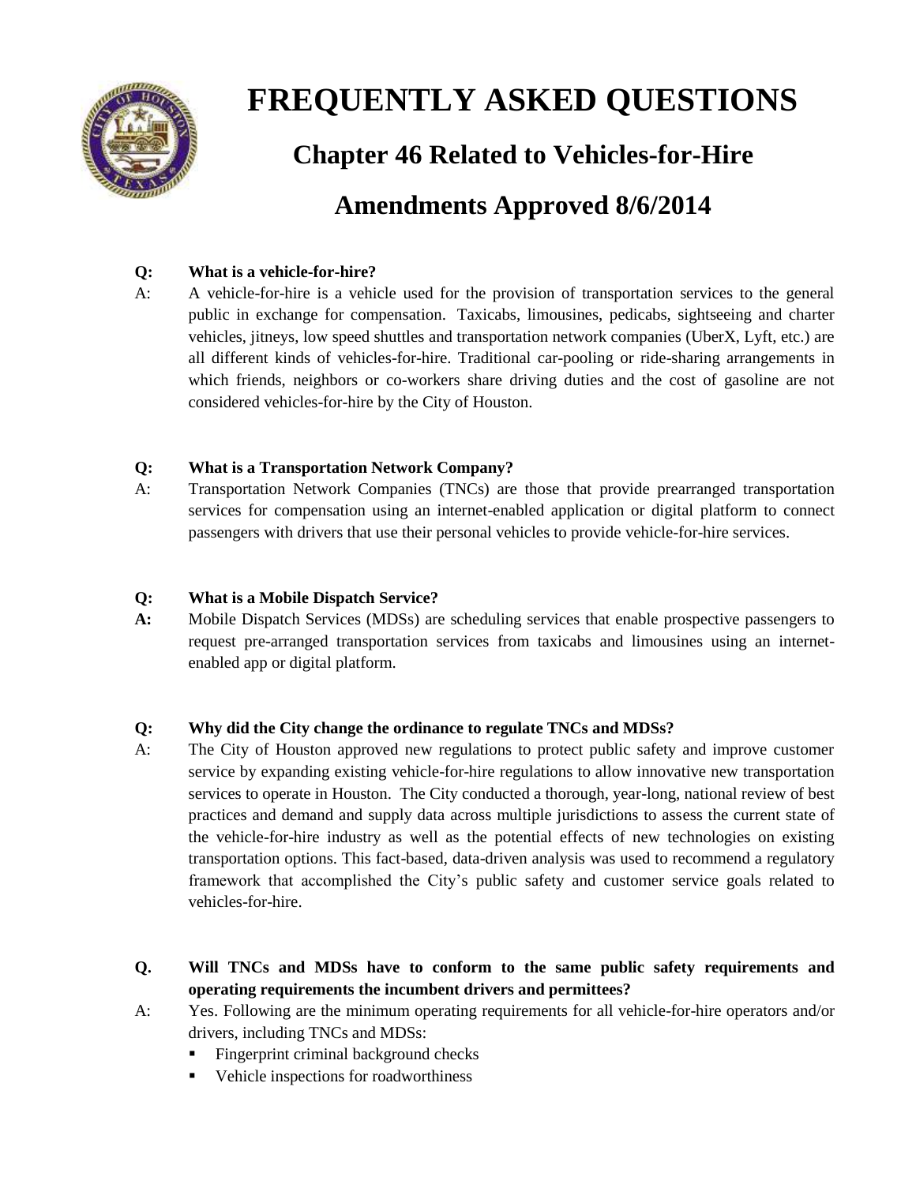# FREQUENTLY ASKED QUESTIONS

## Chapter 46 Related to Vehicles-for-Hire

## Amendments Approved 8/6/2014

**Q: What is a vehicle-for-hire?**

A: A vehicle-for-hire is a vehicle used for the provision of transportation services to the general public in exchange for compensation. Taxicabs, limousines, pedicabs, sightseeing and charter vehicles, jitneys, low speed shuttles and transportation network companies (UberX, Lyft, etc.) are all different kinds of vehicles-for-hire. Traditional car-pooling or ride-sharing arrangements in which friends, neighbors or co-workers share driving duties and the cost of gasoline are not considered vehicles-for-hire by the City of Houston.

**Q: What is a Transportation Network Company?**

A: Transportation Network Companies (TNCs) are those that provide prearranged transportation services for compensation using an internet-enabled application or digital platform to connect passengers with drivers that use their personal vehicles to provide vehicle-for-hire services.

**Q: What is a Mobile Dispatch Service?**

**A:** Mobile Dispatch Services (MDSs) are scheduling services that enable prospective passengers to request pre-arranged transportation services from taxicabs and limousines using an internet-enabled app or digital platform.

**Q: Why did the City change the ordinance to regulate TNCs and MDSs?**

A: The City of Houston approved new regulations to protect public safety and improve customer service by expanding existing vehicle-for-hire regulations to allow innovative new transportation services to operate in Houston. The City conducted a thorough, year-long, national review of best practices and demand and supply data across multiple jurisdictions to assess the current state of the vehicle-for-hire industry as well as the potential effects of new technologies on existing transportation options. This fact-based, data-driven analysis was used to recommend a regulatory framework that accomplished the City's public safety and customer service goals related to vehicles-for-hire.

**Q. Will TNCs and MDSs have to conform to the same public safety requirements and operating requirements the incumbent drivers and permittees?**

A: Yes. Following are the minimum operating requirements for all vehicle-for-hire operators and/or drivers, including TNCs and MDSs:

- Fingerprint criminal background checks
- Vehicle inspections for roadworthiness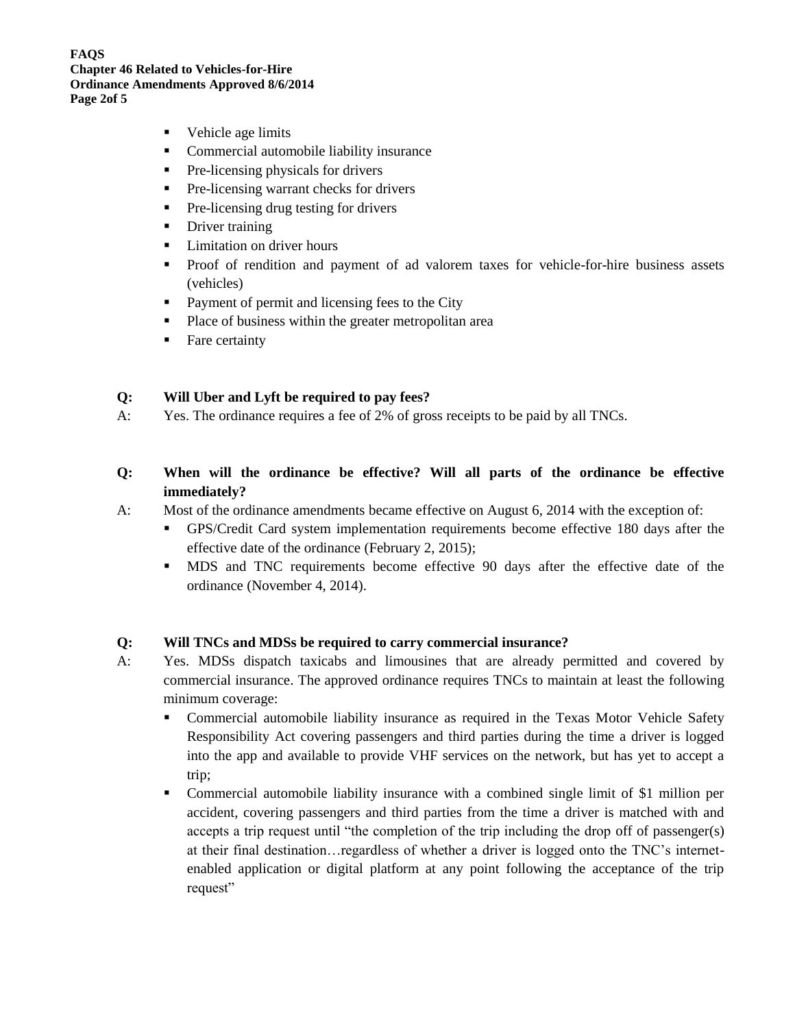- Vehicle age limits
- Commercial automobile liability insurance
- Pre-licensing physicals for drivers
- Pre-licensing warrant checks for drivers
- Pre-licensing drug testing for drivers
- Driver training
- Limitation on driver hours
- Proof of rendition and payment of ad valorem taxes for vehicle-for-hire business assets (vehicles)
- Payment of permit and licensing fees to the City
- Place of business within the greater metropolitan area
- Fare certainty

**Q: Will Uber and Lyft be required to pay fees?**

A: Yes. The ordinance requires a fee of 2% of gross receipts to be paid by all TNCs.

**Q: When will the ordinance be effective? Will all parts of the ordinance be effective immediately?**

A: Most of the ordinance amendments became effective on August 6, 2014 with the exception of:

- GPS/Credit Card system implementation requirements become effective 180 days after the effective date of the ordinance (February 2, 2015);
- MDS and TNC requirements become effective 90 days after the effective date of the ordinance (November 4, 2014).

**Q: Will TNCs and MDSs be required to carry commercial insurance?**

A: Yes. MDSs dispatch taxicabs and limousines that are already permitted and covered by commercial insurance. The approved ordinance requires TNCs to maintain at least the following minimum coverage:

- Commercial automobile liability insurance as required in the Texas Motor Vehicle Safety Responsibility Act covering passengers and third parties during the time a driver is logged into the app and available to provide VHF services on the network, but has yet to accept a trip;
- Commercial automobile liability insurance with a combined single limit of $1 million per accident, covering passengers and third parties from the time a driver is matched with and accepts a trip request until "the completion of the trip including the drop off of passenger(s) at their final destination…regardless of whether a driver is logged onto the TNC's internet-enabled application or digital platform at any point following the acceptance of the trip request"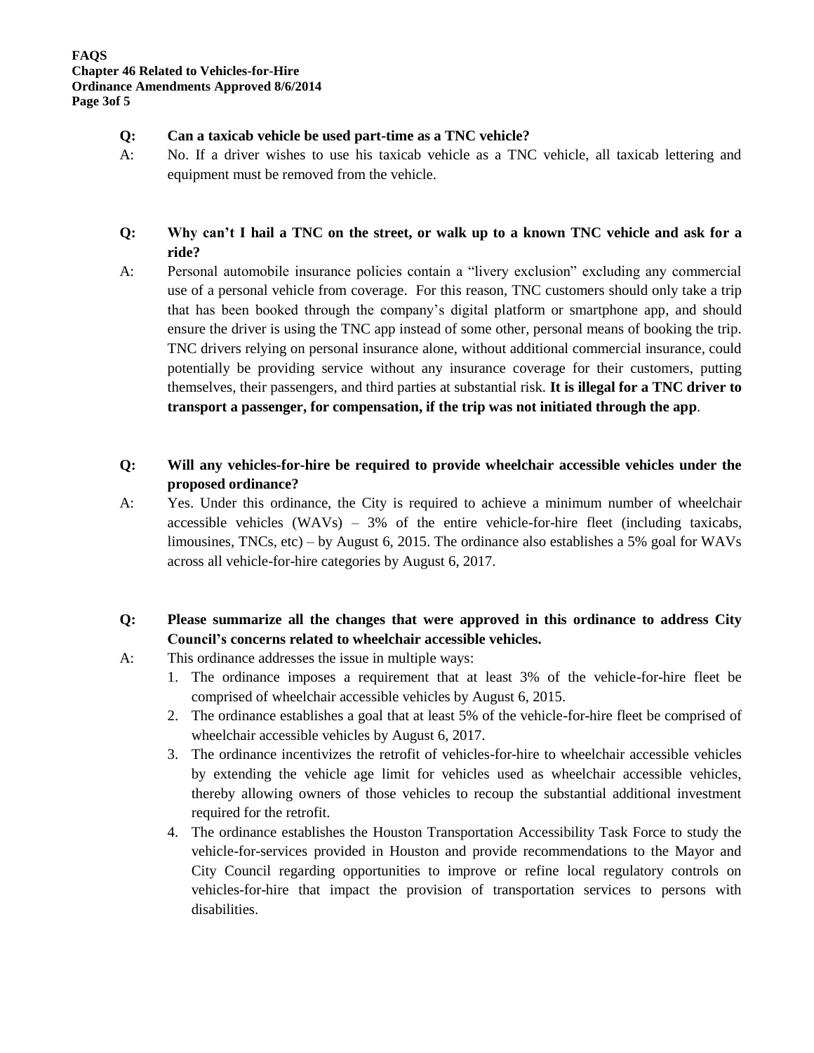**Q: Can a taxicab vehicle be used part-time as a TNC vehicle?**

A: No. If a driver wishes to use his taxicab vehicle as a TNC vehicle, all taxicab lettering and equipment must be removed from the vehicle.

**Q: Why can't I hail a TNC on the street, or walk up to a known TNC vehicle and ask for a ride?**

A: Personal automobile insurance policies contain a "livery exclusion" excluding any commercial use of a personal vehicle from coverage. For this reason, TNC customers should only take a trip that has been booked through the company's digital platform or smartphone app, and should ensure the driver is using the TNC app instead of some other, personal means of booking the trip. TNC drivers relying on personal insurance alone, without additional commercial insurance, could potentially be providing service without any insurance coverage for their customers, putting themselves, their passengers, and third parties at substantial risk. **It is illegal for a TNC driver to transport a passenger, for compensation, if the trip was not initiated through the app**.

**Q: Will any vehicles-for-hire be required to provide wheelchair accessible vehicles under the proposed ordinance?**

A: Yes. Under this ordinance, the City is required to achieve a minimum number of wheelchair accessible vehicles (WAVs) – 3% of the entire vehicle-for-hire fleet (including taxicabs, limousines, TNCs, etc) – by August 6, 2015. The ordinance also establishes a 5% goal for WAVs across all vehicle-for-hire categories by August 6, 2017.

**Q: Please summarize all the changes that were approved in this ordinance to address City Council's concerns related to wheelchair accessible vehicles.**

A: This ordinance addresses the issue in multiple ways:

1. The ordinance imposes a requirement that at least 3% of the vehicle-for-hire fleet be comprised of wheelchair accessible vehicles by August 6, 2015.
2. The ordinance establishes a goal that at least 5% of the vehicle-for-hire fleet be comprised of wheelchair accessible vehicles by August 6, 2017.
3. The ordinance incentivizes the retrofit of vehicles-for-hire to wheelchair accessible vehicles by extending the vehicle age limit for vehicles used as wheelchair accessible vehicles, thereby allowing owners of those vehicles to recoup the substantial additional investment required for the retrofit.
4. The ordinance establishes the Houston Transportation Accessibility Task Force to study the vehicle-for-services provided in Houston and provide recommendations to the Mayor and City Council regarding opportunities to improve or refine local regulatory controls on vehicles-for-hire that impact the provision of transportation services to persons with disabilities.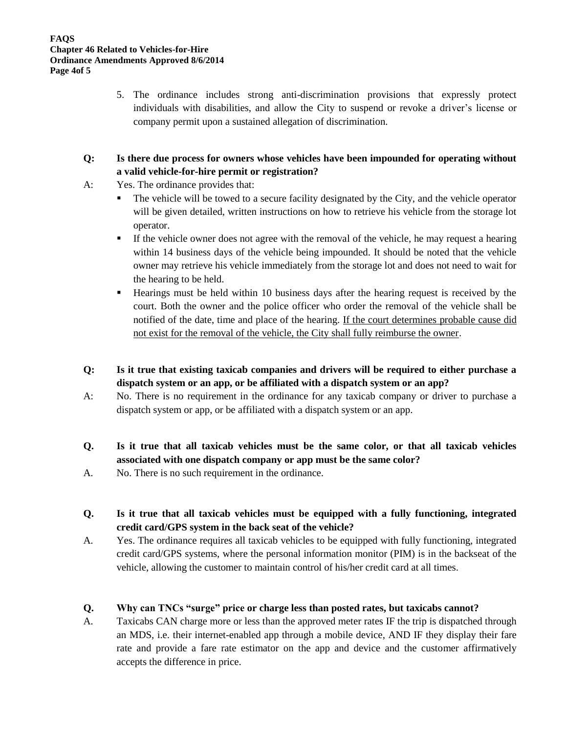5. The ordinance includes strong anti-discrimination provisions that expressly protect individuals with disabilities, and allow the City to suspend or revoke a driver's license or company permit upon a sustained allegation of discrimination.

**Q: Is there due process for owners whose vehicles have been impounded for operating without a valid vehicle-for-hire permit or registration?**

A: Yes. The ordinance provides that:

- The vehicle will be towed to a secure facility designated by the City, and the vehicle operator will be given detailed, written instructions on how to retrieve his vehicle from the storage lot operator.
- If the vehicle owner does not agree with the removal of the vehicle, he may request a hearing within 14 business days of the vehicle being impounded. It should be noted that the vehicle owner may retrieve his vehicle immediately from the storage lot and does not need to wait for the hearing to be held.
- Hearings must be held within 10 business days after the hearing request is received by the court. Both the owner and the police officer who order the removal of the vehicle shall be notified of the date, time and place of the hearing. <u>If the court determines probable cause did not exist for the removal of the vehicle, the City shall fully reimburse the owner</u>.

**Q: Is it true that existing taxicab companies and drivers will be required to either purchase a dispatch system or an app, or be affiliated with a dispatch system or an app?**

A: No. There is no requirement in the ordinance for any taxicab company or driver to purchase a dispatch system or app, or be affiliated with a dispatch system or an app.

**Q. Is it true that all taxicab vehicles must be the same color, or that all taxicab vehicles associated with one dispatch company or app must be the same color?**

A. No. There is no such requirement in the ordinance.

**Q. Is it true that all taxicab vehicles must be equipped with a fully functioning, integrated credit card/GPS system in the back seat of the vehicle?**

A. Yes. The ordinance requires all taxicab vehicles to be equipped with fully functioning, integrated credit card/GPS systems, where the personal information monitor (PIM) is in the backseat of the vehicle, allowing the customer to maintain control of his/her credit card at all times.

**Q. Why can TNCs "surge" price or charge less than posted rates, but taxicabs cannot?**

A. Taxicabs CAN charge more or less than the approved meter rates IF the trip is dispatched through an MDS, i.e. their internet-enabled app through a mobile device, AND IF they display their fare rate and provide a fare rate estimator on the app and device and the customer affirmatively accepts the difference in price.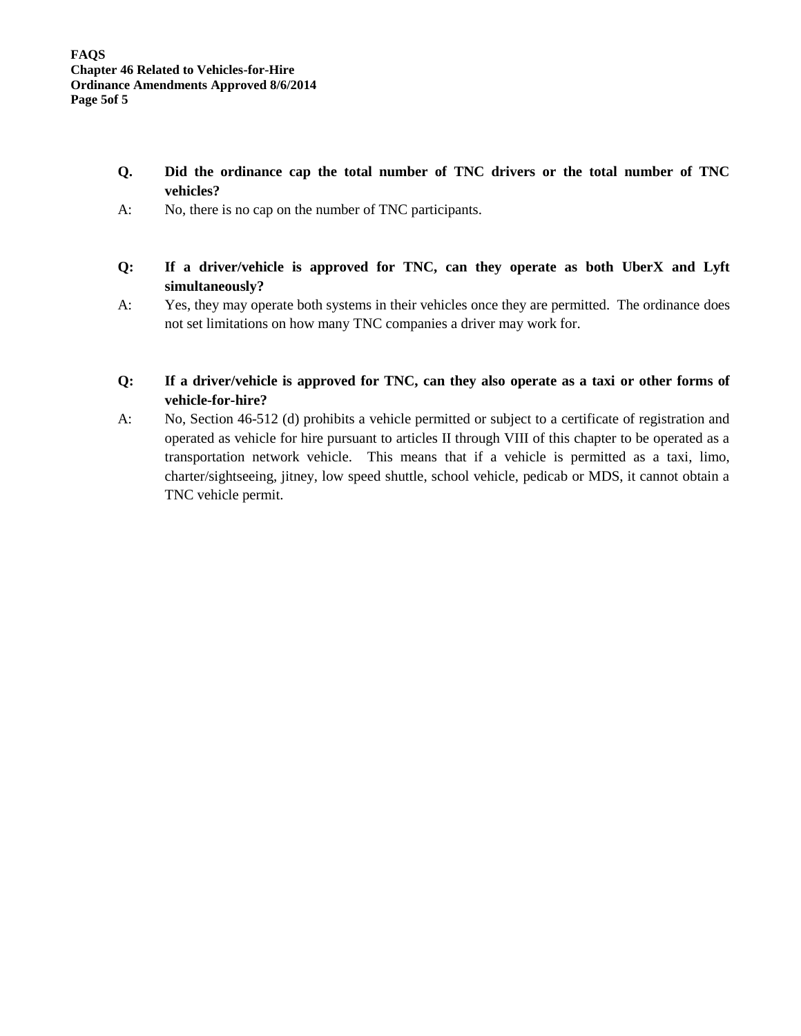**Q. Did the ordinance cap the total number of TNC drivers or the total number of TNC vehicles?**

A: No, there is no cap on the number of TNC participants.

**Q: If a driver/vehicle is approved for TNC, can they operate as both UberX and Lyft simultaneously?**

A: Yes, they may operate both systems in their vehicles once they are permitted. The ordinance does not set limitations on how many TNC companies a driver may work for.

**Q: If a driver/vehicle is approved for TNC, can they also operate as a taxi or other forms of vehicle-for-hire?**

A: No, Section 46-512 (d) prohibits a vehicle permitted or subject to a certificate of registration and operated as vehicle for hire pursuant to articles II through VIII of this chapter to be operated as a transportation network vehicle. This means that if a vehicle is permitted as a taxi, limo, charter/sightseeing, jitney, low speed shuttle, school vehicle, pedicab or MDS, it cannot obtain a TNC vehicle permit.